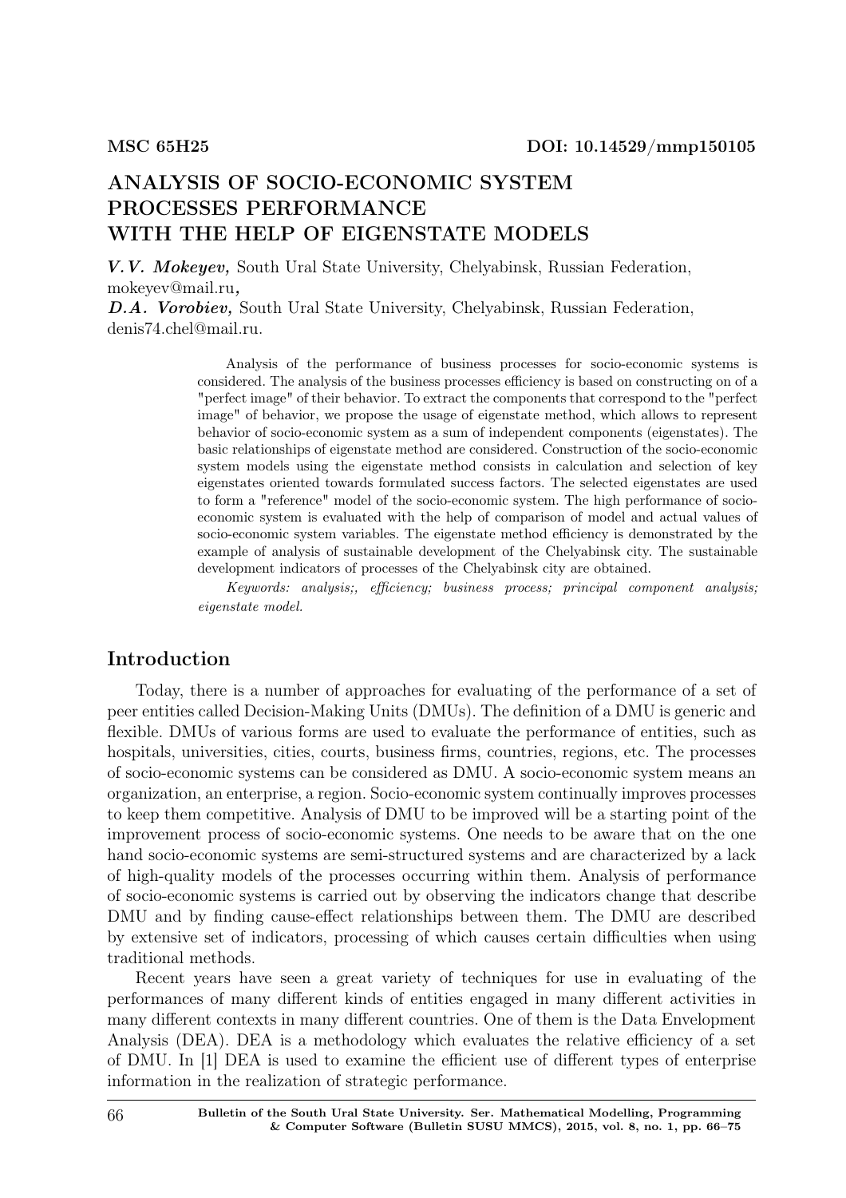MSC 65H25 DOI: 10.14529/mmp150105

# ANALYSIS OF SOCIO-ECONOMIC SYSTEM PROCESSES PERFORMANCE WITH THE HELP OF EIGENSTATE MODELS

***V.V. Mokeyev,*** South Ural State University, Chelyabinsk, Russian Federation, mokeyev@mail.ru*,*

***D.A. Vorobiev,*** South Ural State University, Chelyabinsk, Russian Federation, denis74.chel@mail.ru.

Analysis of the performance of business processes for socio-economic systems is considered. The analysis of the business processes efficiency is based on constructing on of a "perfect image" of their behavior. To extract the components that correspond to the "perfect image" of behavior, we propose the usage of eigenstate method, which allows to represent behavior of socio-economic system as a sum of independent components (eigenstates). The basic relationships of eigenstate method are considered. Construction of the socio-economic system models using the eigenstate method consists in calculation and selection of key eigenstates oriented towards formulated success factors. The selected eigenstates are used to form a "reference" model of the socio-economic system. The high performance of socio-economic system is evaluated with the help of comparison of model and actual values of socio-economic system variables. The eigenstate method efficiency is demonstrated by the example of analysis of sustainable development of the Chelyabinsk city. The sustainable development indicators of processes of the Chelyabinsk city are obtained.

*Keywords: analysis;, efficiency; business process; principal component analysis; eigenstate model.*

## Introduction

Today, there is a number of approaches for evaluating of the performance of a set of peer entities called Decision-Making Units (DMUs). The definition of a DMU is generic and flexible. DMUs of various forms are used to evaluate the performance of entities, such as hospitals, universities, cities, courts, business firms, countries, regions, etc. The processes of socio-economic systems can be considered as DMU. A socio-economic system means an organization, an enterprise, a region. Socio-economic system continually improves processes to keep them competitive. Analysis of DMU to be improved will be a starting point of the improvement process of socio-economic systems. One needs to be aware that on the one hand socio-economic systems are semi-structured systems and are characterized by a lack of high-quality models of the processes occurring within them. Analysis of performance of socio-economic systems is carried out by observing the indicators change that describe DMU and by finding cause-effect relationships between them. The DMU are described by extensive set of indicators, processing of which causes certain difficulties when using traditional methods.

Recent years have seen a great variety of techniques for use in evaluating of the performances of many different kinds of entities engaged in many different activities in many different contexts in many different countries. One of them is the Data Envelopment Analysis (DEA). DEA is a methodology which evaluates the relative efficiency of a set of DMU. In [1] DEA is used to examine the efficient use of different types of enterprise information in the realization of strategic performance.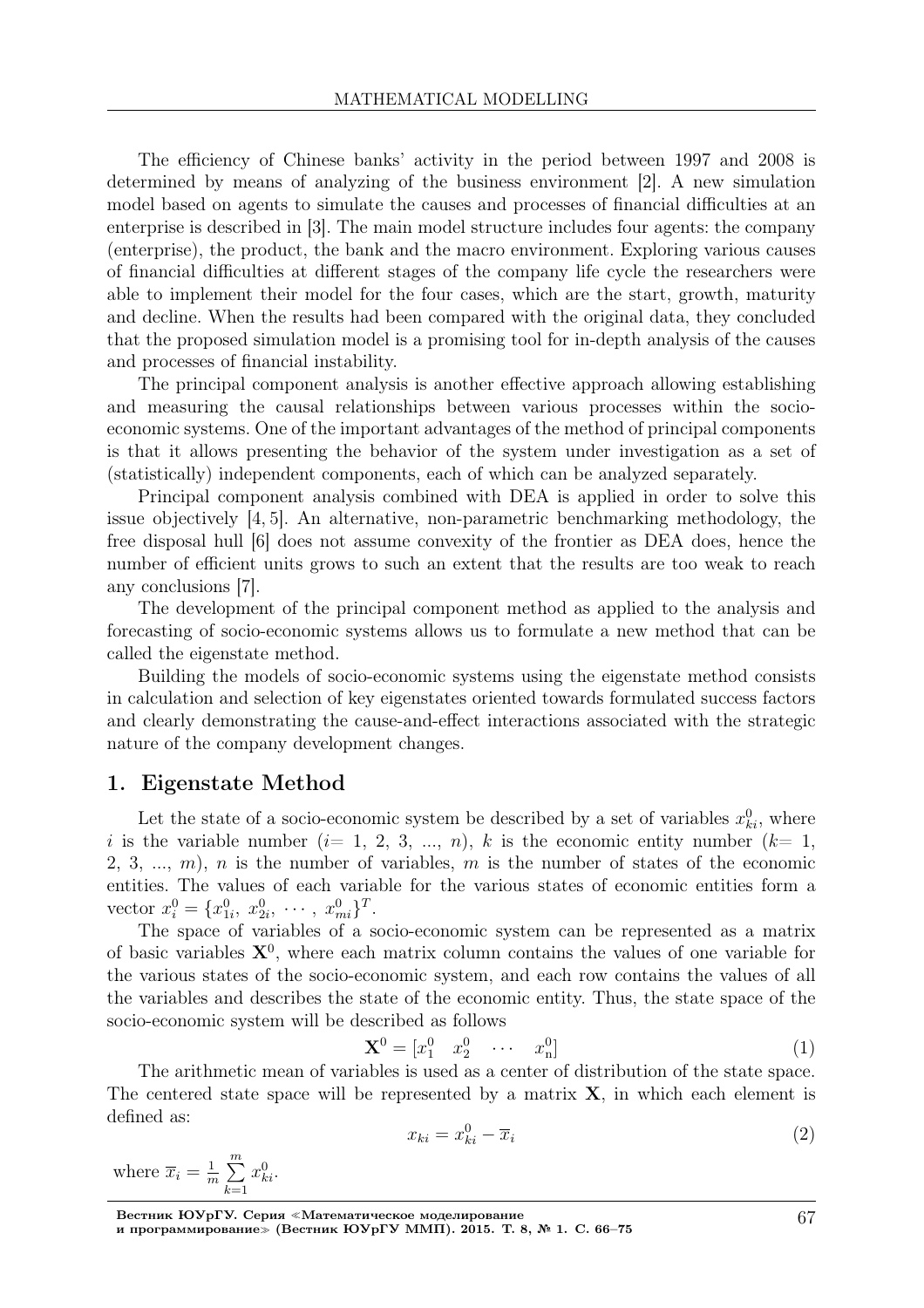The efficiency of Chinese banks' activity in the period between 1997 and 2008 is determined by means of analyzing of the business environment [2]. A new simulation model based on agents to simulate the causes and processes of financial difficulties at an enterprise is described in [3]. The main model structure includes four agents: the company (enterprise), the product, the bank and the macro environment. Exploring various causes of financial difficulties at different stages of the company life cycle the researchers were able to implement their model for the four cases, which are the start, growth, maturity and decline. When the results had been compared with the original data, they concluded that the proposed simulation model is a promising tool for in-depth analysis of the causes and processes of financial instability.

The principal component analysis is another effective approach allowing establishing and measuring the causal relationships between various processes within the socio-economic systems. One of the important advantages of the method of principal components is that it allows presenting the behavior of the system under investigation as a set of (statistically) independent components, each of which can be analyzed separately.

Principal component analysis combined with DEA is applied in order to solve this issue objectively [4, 5]. An alternative, non-parametric benchmarking methodology, the free disposal hull [6] does not assume convexity of the frontier as DEA does, hence the number of efficient units grows to such an extent that the results are too weak to reach any conclusions [7].

The development of the principal component method as applied to the analysis and forecasting of socio-economic systems allows us to formulate a new method that can be called the eigenstate method.

Building the models of socio-economic systems using the eigenstate method consists in calculation and selection of key eigenstates oriented towards formulated success factors and clearly demonstrating the cause-and-effect interactions associated with the strategic nature of the company development changes.

## 1. Eigenstate Method

Let the state of a socio-economic system be described by a set of variables $x_{ki}^0$, where $i$ is the variable number ($i = 1, 2, 3, ..., n$), $k$ is the economic entity number ($k = 1, 2, 3, ..., m$), $n$ is the number of variables, $m$ is the number of states of the economic entities. The values of each variable for the various states of economic entities form a vector $x_i^0 = \{x_{1i}^0,\ x_{2i}^0,\ \cdots,\ x_{mi}^0\}^T$.

The space of variables of a socio-economic system can be represented as a matrix of basic variables $\mathbf{X}^0$, where each matrix column contains the values of one variable for the various states of the socio-economic system, and each row contains the values of all the variables and describes the state of the economic entity. Thus, the state space of the socio-economic system will be described as follows

$$\mathbf{X}^0 = [x_1^0 \quad x_2^0 \quad \cdots \quad x_{\mathrm{n}}^0] \tag{1}$$

The arithmetic mean of variables is used as a center of distribution of the state space. The centered state space will be represented by a matrix $\mathbf{X}$, in which each element is defined as:

$$x_{ki} = x_{ki}^0 - \overline{x}_i \tag{2}$$

where $\overline{x}_i = \frac{1}{m} \sum\limits_{k=1}^{m} x_{ki}^0$.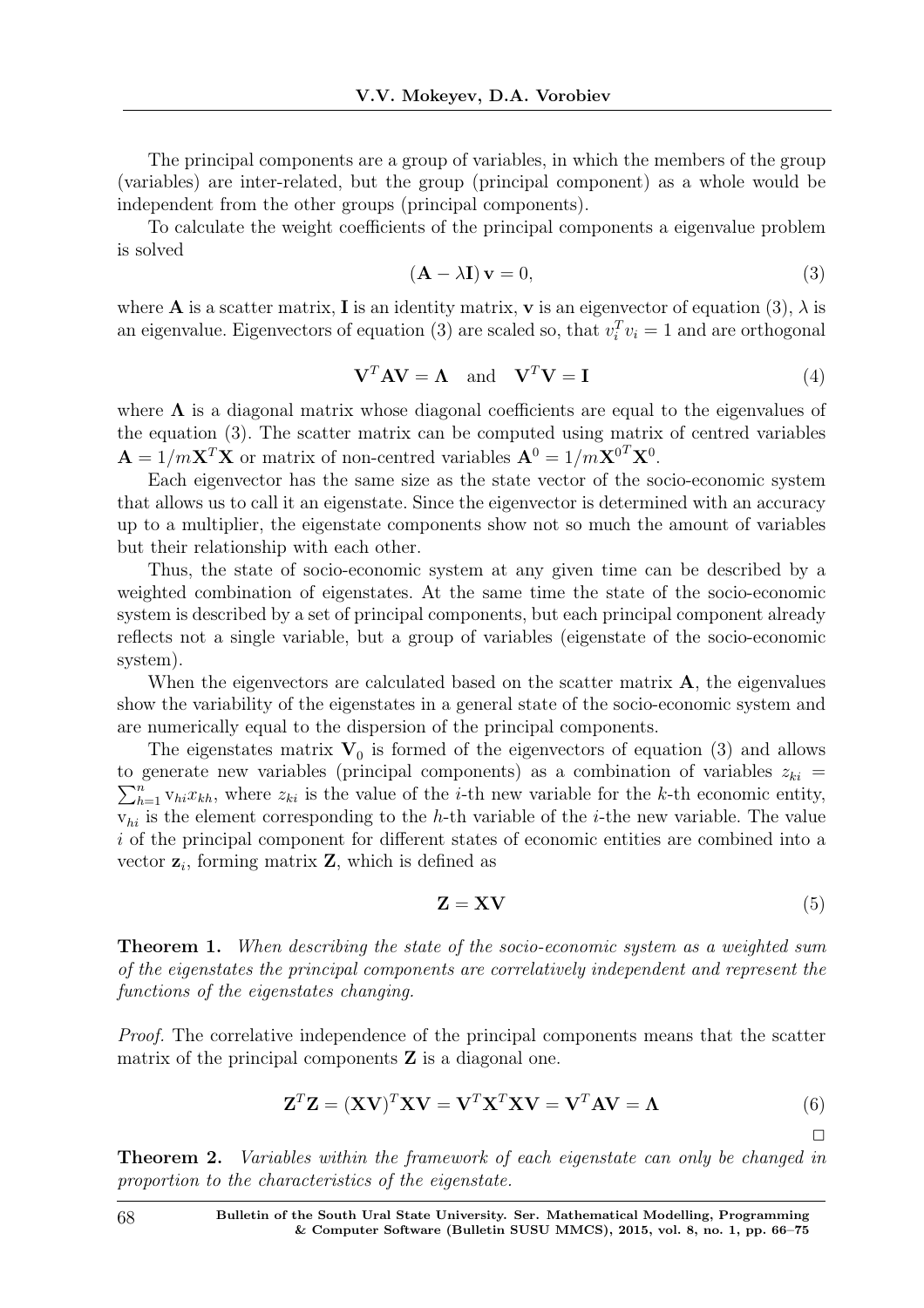The principal components are a group of variables, in which the members of the group (variables) are inter-related, but the group (principal component) as a whole would be independent from the other groups (principal components).

To calculate the weight coefficients of the principal components a eigenvalue problem is solved

$$(\mathbf{A} - \lambda \mathbf{I})\,\mathbf{v} = 0, \tag{3}$$

where $\mathbf{A}$ is a scatter matrix, $\mathbf{I}$ is an identity matrix, $\mathbf{v}$ is an eigenvector of equation (3), $\lambda$ is an eigenvalue. Eigenvectors of equation (3) are scaled so, that $v_i^T v_i = 1$ and are orthogonal

$$\mathbf{V}^T \mathbf{A} \mathbf{V} = \mathbf{\Lambda} \quad \text{and} \quad \mathbf{V}^T \mathbf{V} = \mathbf{I} \tag{4}$$

where $\mathbf{\Lambda}$ is a diagonal matrix whose diagonal coefficients are equal to the eigenvalues of the equation (3). The scatter matrix can be computed using matrix of centred variables $\mathbf{A} = 1/m\mathbf{X}^T\mathbf{X}$ or matrix of non-centred variables $\mathbf{A}^0 = 1/m\mathbf{X}^{0^T}\mathbf{X}^0$.

Each eigenvector has the same size as the state vector of the socio-economic system that allows us to call it an eigenstate. Since the eigenvector is determined with an accuracy up to a multiplier, the eigenstate components show not so much the amount of variables but their relationship with each other.

Thus, the state of socio-economic system at any given time can be described by a weighted combination of eigenstates. At the same time the state of the socio-economic system is described by a set of principal components, but each principal component already reflects not a single variable, but a group of variables (eigenstate of the socio-economic system).

When the eigenvectors are calculated based on the scatter matrix $\mathbf{A}$, the eigenvalues show the variability of the eigenstates in a general state of the socio-economic system and are numerically equal to the dispersion of the principal components.

The eigenstates matrix $\mathbf{V}_0$ is formed of the eigenvectors of equation (3) and allows to generate new variables (principal components) as a combination of variables $z_{ki} = \sum_{h=1}^{n} \mathrm{v}_{hi} x_{kh}$, where $z_{ki}$ is the value of the $i$-th new variable for the $k$-th economic entity, $\mathrm{v}_{hi}$ is the element corresponding to the $h$-th variable of the $i$-the new variable. The value $i$ of the principal component for different states of economic entities are combined into a vector $\mathbf{z}_i$, forming matrix $\mathbf{Z}$, which is defined as

$$\mathbf{Z} = \mathbf{X}\mathbf{V} \tag{5}$$

**Theorem 1.** *When describing the state of the socio-economic system as a weighted sum of the eigenstates the principal components are correlatively independent and represent the functions of the eigenstates changing.*

*Proof.* The correlative independence of the principal components means that the scatter matrix of the principal components $\mathbf{Z}$ is a diagonal one.

$$\mathbf{Z}^T\mathbf{Z} = (\mathbf{X}\mathbf{V})^T\mathbf{X}\mathbf{V} = \mathbf{V}^T\mathbf{X}^T\mathbf{X}\mathbf{V} = \mathbf{V}^T\mathbf{A}\mathbf{V} = \mathbf{\Lambda} \tag{6}$$

□

**Theorem 2.** *Variables within the framework of each eigenstate can only be changed in proportion to the characteristics of the eigenstate.*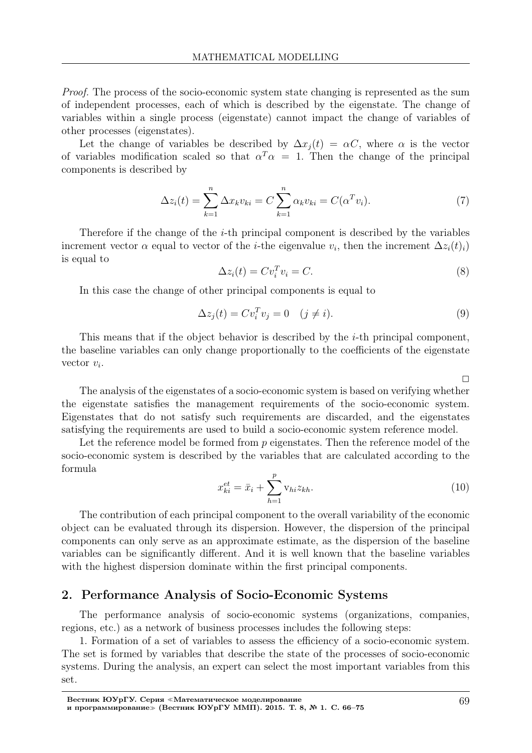*Proof.* The process of the socio-economic system state changing is represented as the sum of independent processes, each of which is described by the eigenstate. The change of variables within a single process (eigenstate) cannot impact the change of variables of other processes (eigenstates).

Let the change of variables be described by $\Delta x_j(t) = \alpha C$, where $\alpha$ is the vector of variables modification scaled so that $\alpha^T \alpha = 1$. Then the change of the principal components is described by

$$\Delta z_i(t) = \sum_{k=1}^{n} \Delta x_k v_{ki} = C \sum_{k=1}^{n} \alpha_k v_{ki} = C(\alpha^T v_i). \tag{7}$$

Therefore if the change of the $i$-th principal component is described by the variables increment vector $\alpha$ equal to vector of the $i$-the eigenvalue $v_i$, then the increment $\Delta z_i(t)_i)$ is equal to

$$\Delta z_i(t) = C v_i^T v_i = C. \tag{8}$$

In this case the change of other principal components is equal to

$$\Delta z_j(t) = C v_i^T v_j = 0 \quad (j \neq i). \tag{9}$$

This means that if the object behavior is described by the $i$-th principal component, the baseline variables can only change proportionally to the coefficients of the eigenstate vector $v_i$.

□

The analysis of the eigenstates of a socio-economic system is based on verifying whether the eigenstate satisfies the management requirements of the socio-economic system. Eigenstates that do not satisfy such requirements are discarded, and the eigenstates satisfying the requirements are used to build a socio-economic system reference model.

Let the reference model be formed from $p$ eigenstates. Then the reference model of the socio-economic system is described by the variables that are calculated according to the formula

$$x_{ki}^{et} = \bar{x}_i + \sum_{h=1}^{p} \mathrm{v}_{hi} z_{kh}. \tag{10}$$

The contribution of each principal component to the overall variability of the economic object can be evaluated through its dispersion. However, the dispersion of the principal components can only serve as an approximate estimate, as the dispersion of the baseline variables can be significantly different. And it is well known that the baseline variables with the highest dispersion dominate within the first principal components.

## 2. Performance Analysis of Socio-Economic Systems

The performance analysis of socio-economic systems (organizations, companies, regions, etc.) as a network of business processes includes the following steps:

1. Formation of a set of variables to assess the efficiency of a socio-economic system. The set is formed by variables that describe the state of the processes of socio-economic systems. During the analysis, an expert can select the most important variables from this set.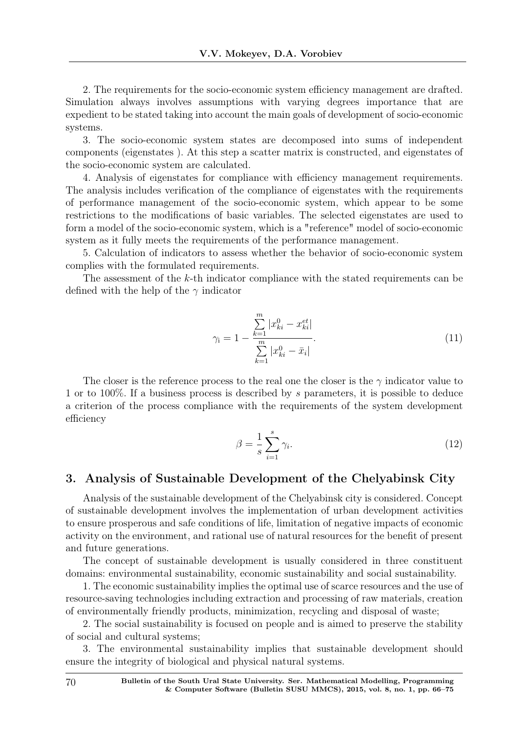2. The requirements for the socio-economic system efficiency management are drafted. Simulation always involves assumptions with varying degrees importance that are expedient to be stated taking into account the main goals of development of socio-economic systems.

3. The socio-economic system states are decomposed into sums of independent components (eigenstates ). At this step a scatter matrix is constructed, and eigenstates of the socio-economic system are calculated.

4. Analysis of eigenstates for compliance with efficiency management requirements. The analysis includes verification of the compliance of eigenstates with the requirements of performance management of the socio-economic system, which appear to be some restrictions to the modifications of basic variables. The selected eigenstates are used to form a model of the socio-economic system, which is a "reference" model of socio-economic system as it fully meets the requirements of the performance management.

5. Calculation of indicators to assess whether the behavior of socio-economic system complies with the formulated requirements.

The assessment of the $k$-th indicator compliance with the stated requirements can be defined with the help of the $\gamma$ indicator

$$\gamma_{\mathrm{i}} = 1 - \frac{\sum_{k=1}^{m} |x_{ki}^{0} - x_{ki}^{et}|}{\sum_{k=1}^{m} |x_{ki}^{0} - \bar{x}_{i}|}. \tag{11}$$

The closer is the reference process to the real one the closer is the $\gamma$ indicator value to 1 or to 100%. If a business process is described by $s$ parameters, it is possible to deduce a criterion of the process compliance with the requirements of the system development efficiency

$$\beta = \frac{1}{s} \sum_{i=1}^{s} \gamma_{i}. \tag{12}$$

## 3. Analysis of Sustainable Development of the Chelyabinsk City

Analysis of the sustainable development of the Chelyabinsk city is considered. Concept of sustainable development involves the implementation of urban development activities to ensure prosperous and safe conditions of life, limitation of negative impacts of economic activity on the environment, and rational use of natural resources for the benefit of present and future generations.

The concept of sustainable development is usually considered in three constituent domains: environmental sustainability, economic sustainability and social sustainability.

1. The economic sustainability implies the optimal use of scarce resources and the use of resource-saving technologies including extraction and processing of raw materials, creation of environmentally friendly products, minimization, recycling and disposal of waste;

2. The social sustainability is focused on people and is aimed to preserve the stability of social and cultural systems;

3. The environmental sustainability implies that sustainable development should ensure the integrity of biological and physical natural systems.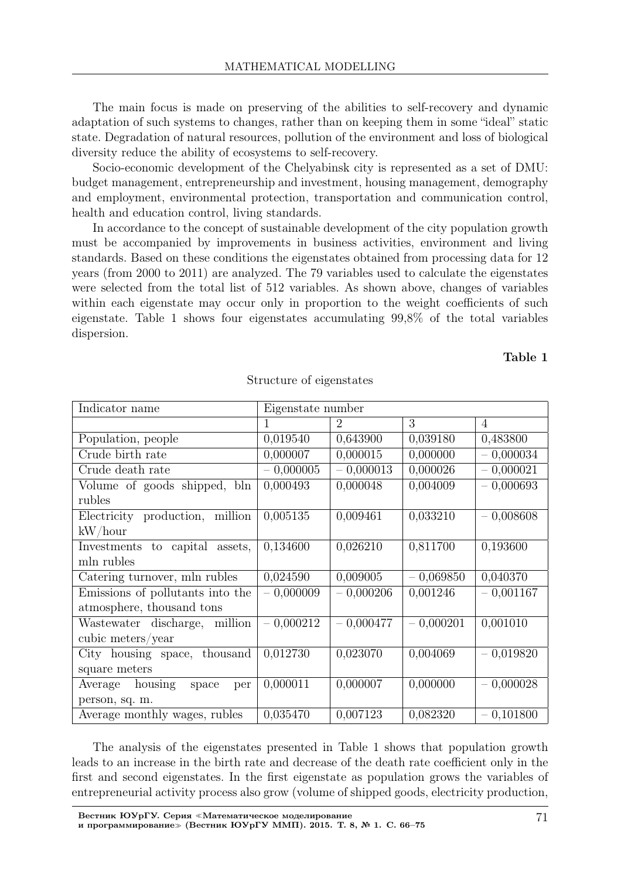The main focus is made on preserving of the abilities to self-recovery and dynamic adaptation of such systems to changes, rather than on keeping them in some "ideal" static state. Degradation of natural resources, pollution of the environment and loss of biological diversity reduce the ability of ecosystems to self-recovery.

Socio-economic development of the Chelyabinsk city is represented as a set of DMU: budget management, entrepreneurship and investment, housing management, demography and employment, environmental protection, transportation and communication control, health and education control, living standards.

In accordance to the concept of sustainable development of the city population growth must be accompanied by improvements in business activities, environment and living standards. Based on these conditions the eigenstates obtained from processing data for 12 years (from 2000 to 2011) are analyzed. The 79 variables used to calculate the eigenstates were selected from the total list of 512 variables. As shown above, changes of variables within each eigenstate may occur only in proportion to the weight coefficients of such eigenstate. Table 1 shows four eigenstates accumulating 99,8% of the total variables dispersion.

**Table 1**

Structure of eigenstates

| Indicator name | Eigenstate number | | | |
|---|---|---|---|---|
| | 1 | 2 | 3 | 4 |
| Population, people | 0,019540 | 0,643900 | 0,039180 | 0,483800 |
| Crude birth rate | 0,000007 | 0,000015 | 0,000000 | – 0,000034 |
| Crude death rate | – 0,000005 | – 0,000013 | 0,000026 | – 0,000021 |
| Volume of goods shipped, bln rubles | 0,000493 | 0,000048 | 0,004009 | – 0,000693 |
| Electricity production, million kW/hour | 0,005135 | 0,009461 | 0,033210 | – 0,008608 |
| Investments to capital assets, mln rubles | 0,134600 | 0,026210 | 0,811700 | 0,193600 |
| Catering turnover, mln rubles | 0,024590 | 0,009005 | – 0,069850 | 0,040370 |
| Emissions of pollutants into the atmosphere, thousand tons | – 0,000009 | – 0,000206 | 0,001246 | – 0,001167 |
| Wastewater discharge, million cubic meters/year | – 0,000212 | – 0,000477 | – 0,000201 | 0,001010 |
| City housing space, thousand square meters | 0,012730 | 0,023070 | 0,004069 | – 0,019820 |
| Average housing space per person, sq. m. | 0,000011 | 0,000007 | 0,000000 | – 0,000028 |
| Average monthly wages, rubles | 0,035470 | 0,007123 | 0,082320 | – 0,101800 |

The analysis of the eigenstates presented in Table 1 shows that population growth leads to an increase in the birth rate and decrease of the death rate coefficient only in the first and second eigenstates. In the first eigenstate as population grows the variables of entrepreneurial activity process also grow (volume of shipped goods, electricity production,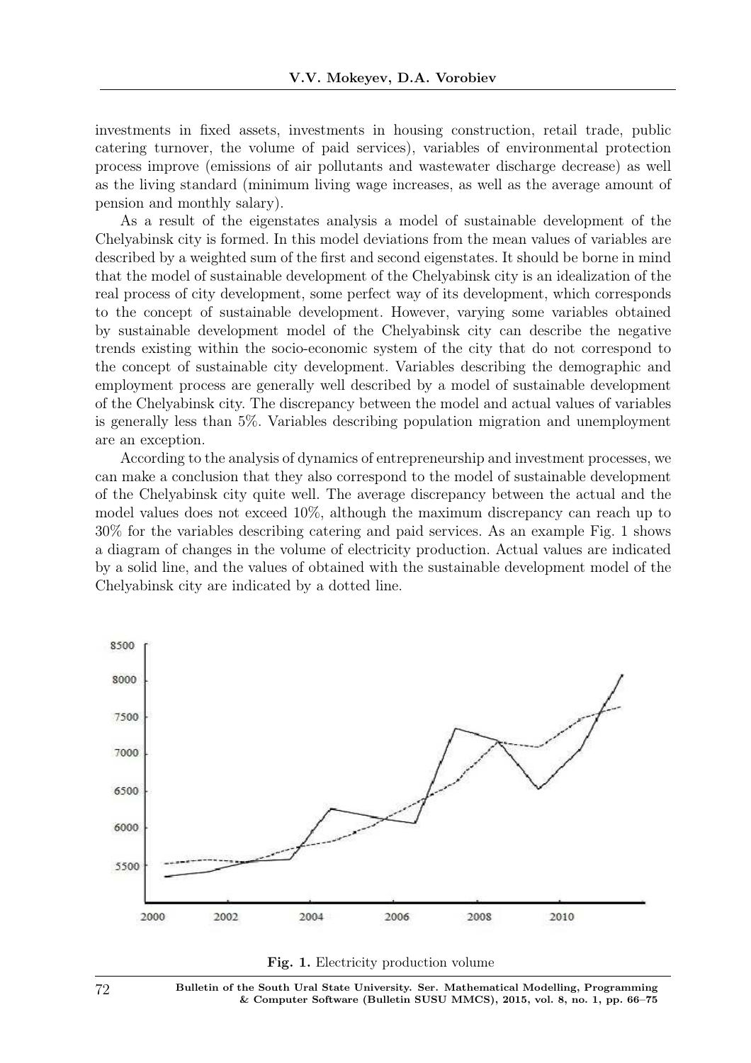investments in fixed assets, investments in housing construction, retail trade, public catering turnover, the volume of paid services), variables of environmental protection process improve (emissions of air pollutants and wastewater discharge decrease) as well as the living standard (minimum living wage increases, as well as the average amount of pension and monthly salary).

As a result of the eigenstates analysis a model of sustainable development of the Chelyabinsk city is formed. In this model deviations from the mean values of variables are described by a weighted sum of the first and second eigenstates. It should be borne in mind that the model of sustainable development of the Chelyabinsk city is an idealization of the real process of city development, some perfect way of its development, which corresponds to the concept of sustainable development. However, varying some variables obtained by sustainable development model of the Chelyabinsk city can describe the negative trends existing within the socio-economic system of the city that do not correspond to the concept of sustainable city development. Variables describing the demographic and employment process are generally well described by a model of sustainable development of the Chelyabinsk city. The discrepancy between the model and actual values of variables is generally less than 5%. Variables describing population migration and unemployment are an exception.

According to the analysis of dynamics of entrepreneurship and investment processes, we can make a conclusion that they also correspond to the model of sustainable development of the Chelyabinsk city quite well. The average discrepancy between the actual and the model values does not exceed 10%, although the maximum discrepancy can reach up to 30% for the variables describing catering and paid services. As an example Fig. 1 shows a diagram of changes in the volume of electricity production. Actual values are indicated by a solid line, and the values of obtained with the sustainable development model of the Chelyabinsk city are indicated by a dotted line.

**Fig. 1.** Electricity production volume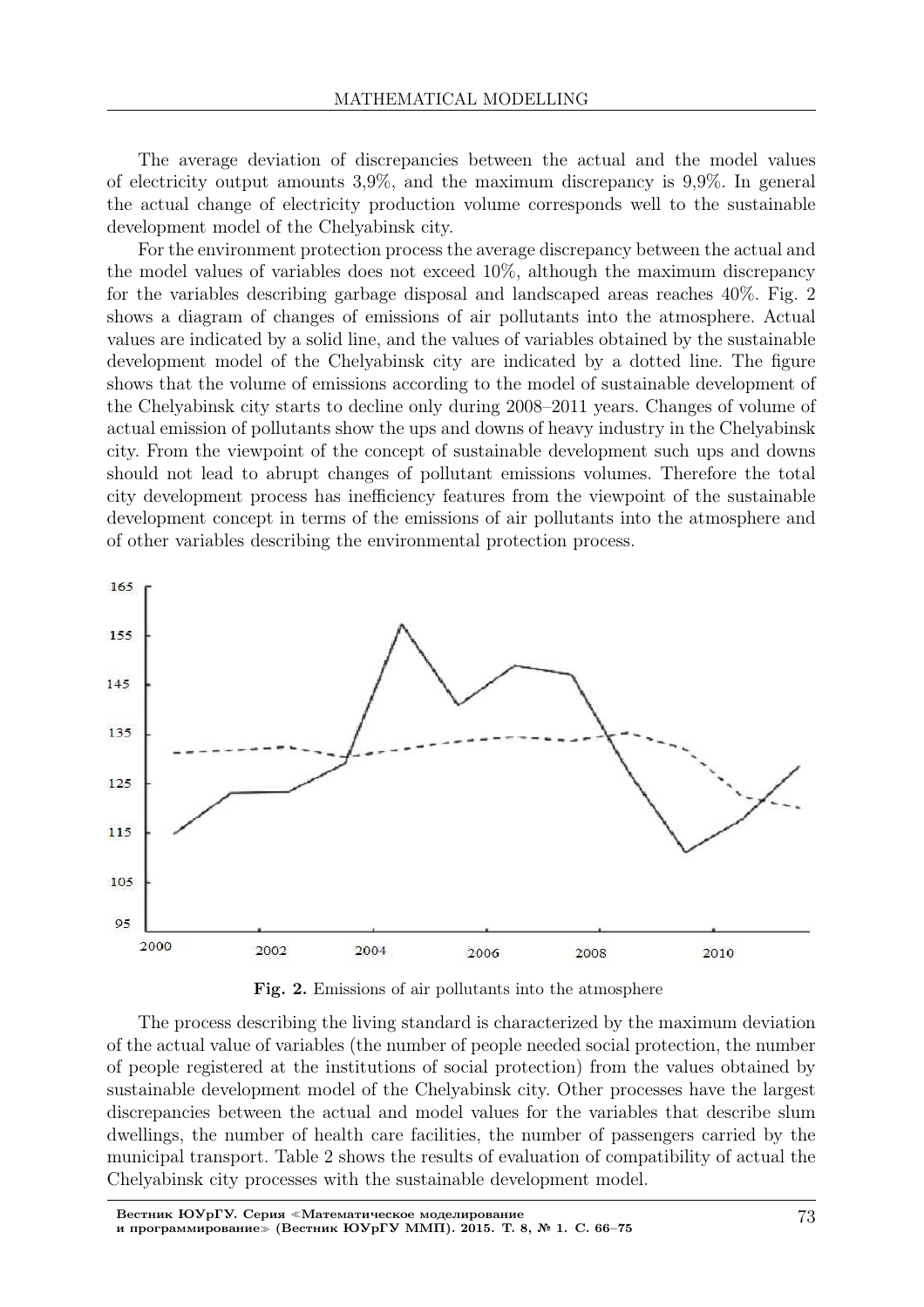The average deviation of discrepancies between the actual and the model values of electricity output amounts 3,9%, and the maximum discrepancy is 9,9%. In general the actual change of electricity production volume corresponds well to the sustainable development model of the Chelyabinsk city.

For the environment protection process the average discrepancy between the actual and the model values of variables does not exceed 10%, although the maximum discrepancy for the variables describing garbage disposal and landscaped areas reaches 40%. Fig. 2 shows a diagram of changes of emissions of air pollutants into the atmosphere. Actual values are indicated by a solid line, and the values of variables obtained by the sustainable development model of the Chelyabinsk city are indicated by a dotted line. The figure shows that the volume of emissions according to the model of sustainable development of the Chelyabinsk city starts to decline only during 2008–2011 years. Changes of volume of actual emission of pollutants show the ups and downs of heavy industry in the Chelyabinsk city. From the viewpoint of the concept of sustainable development such ups and downs should not lead to abrupt changes of pollutant emissions volumes. Therefore the total city development process has inefficiency features from the viewpoint of the sustainable development concept in terms of the emissions of air pollutants into the atmosphere and of other variables describing the environmental protection process.

**Fig. 2.** Emissions of air pollutants into the atmosphere

The process describing the living standard is characterized by the maximum deviation of the actual value of variables (the number of people needed social protection, the number of people registered at the institutions of social protection) from the values obtained by sustainable development model of the Chelyabinsk city. Other processes have the largest discrepancies between the actual and model values for the variables that describe slum dwellings, the number of health care facilities, the number of passengers carried by the municipal transport. Table 2 shows the results of evaluation of compatibility of actual the Chelyabinsk city processes with the sustainable development model.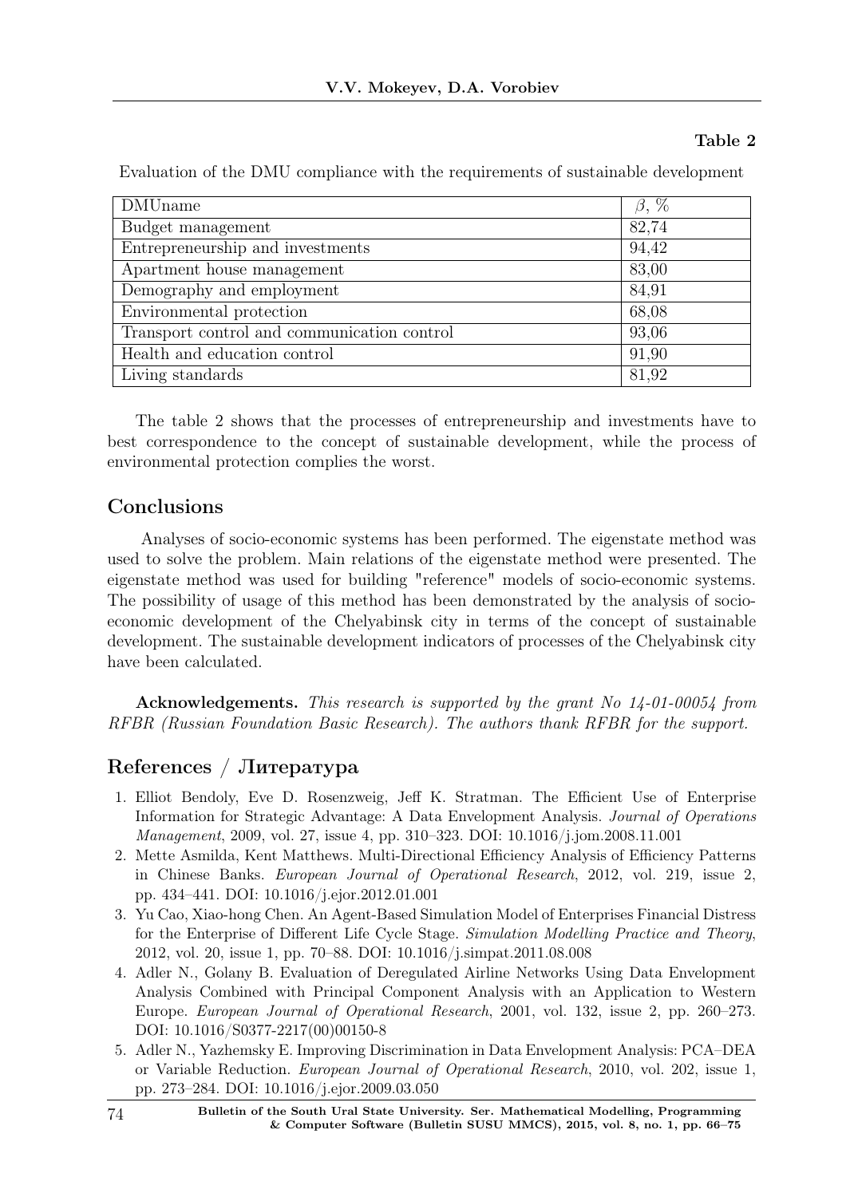**Table 2**

Evaluation of the DMU compliance with the requirements of sustainable development

| DMUname | $\beta$, % |
|---|---|
| Budget management | 82,74 |
| Entrepreneurship and investments | 94,42 |
| Apartment house management | 83,00 |
| Demography and employment | 84,91 |
| Environmental protection | 68,08 |
| Transport control and communication control | 93,06 |
| Health and education control | 91,90 |
| Living standards | 81,92 |

The table 2 shows that the processes of entrepreneurship and investments have to best correspondence to the concept of sustainable development, while the process of environmental protection complies the worst.

## Conclusions

Analyses of socio-economic systems has been performed. The eigenstate method was used to solve the problem. Main relations of the eigenstate method were presented. The eigenstate method was used for building "reference" models of socio-economic systems. The possibility of usage of this method has been demonstrated by the analysis of socio-economic development of the Chelyabinsk city in terms of the concept of sustainable development. The sustainable development indicators of processes of the Chelyabinsk city have been calculated.

**Acknowledgements.** *This research is supported by the grant No 14-01-00054 from RFBR (Russian Foundation Basic Research). The authors thank RFBR for the support.*

## References / Литература

1. Elliot Bendoly, Eve D. Rosenzweig, Jeff K. Stratman. The Efficient Use of Enterprise Information for Strategic Advantage: A Data Envelopment Analysis. *Journal of Operations Management*, 2009, vol. 27, issue 4, pp. 310–323. DOI: 10.1016/j.jom.2008.11.001
2. Mette Asmilda, Kent Matthews. Multi-Directional Efficiency Analysis of Efficiency Patterns in Chinese Banks. *European Journal of Operational Research*, 2012, vol. 219, issue 2, pp. 434–441. DOI: 10.1016/j.ejor.2012.01.001
3. Yu Cao, Xiao-hong Chen. An Agent-Based Simulation Model of Enterprises Financial Distress for the Enterprise of Different Life Cycle Stage. *Simulation Modelling Practice and Theory*, 2012, vol. 20, issue 1, pp. 70–88. DOI: 10.1016/j.simpat.2011.08.008
4. Adler N., Golany B. Evaluation of Deregulated Airline Networks Using Data Envelopment Analysis Combined with Principal Component Analysis with an Application to Western Europe. *European Journal of Operational Research*, 2001, vol. 132, issue 2, pp. 260–273. DOI: 10.1016/S0377-2217(00)00150-8
5. Adler N., Yazhemsky E. Improving Discrimination in Data Envelopment Analysis: PCA–DEA or Variable Reduction. *European Journal of Operational Research*, 2010, vol. 202, issue 1, pp. 273–284. DOI: 10.1016/j.ejor.2009.03.050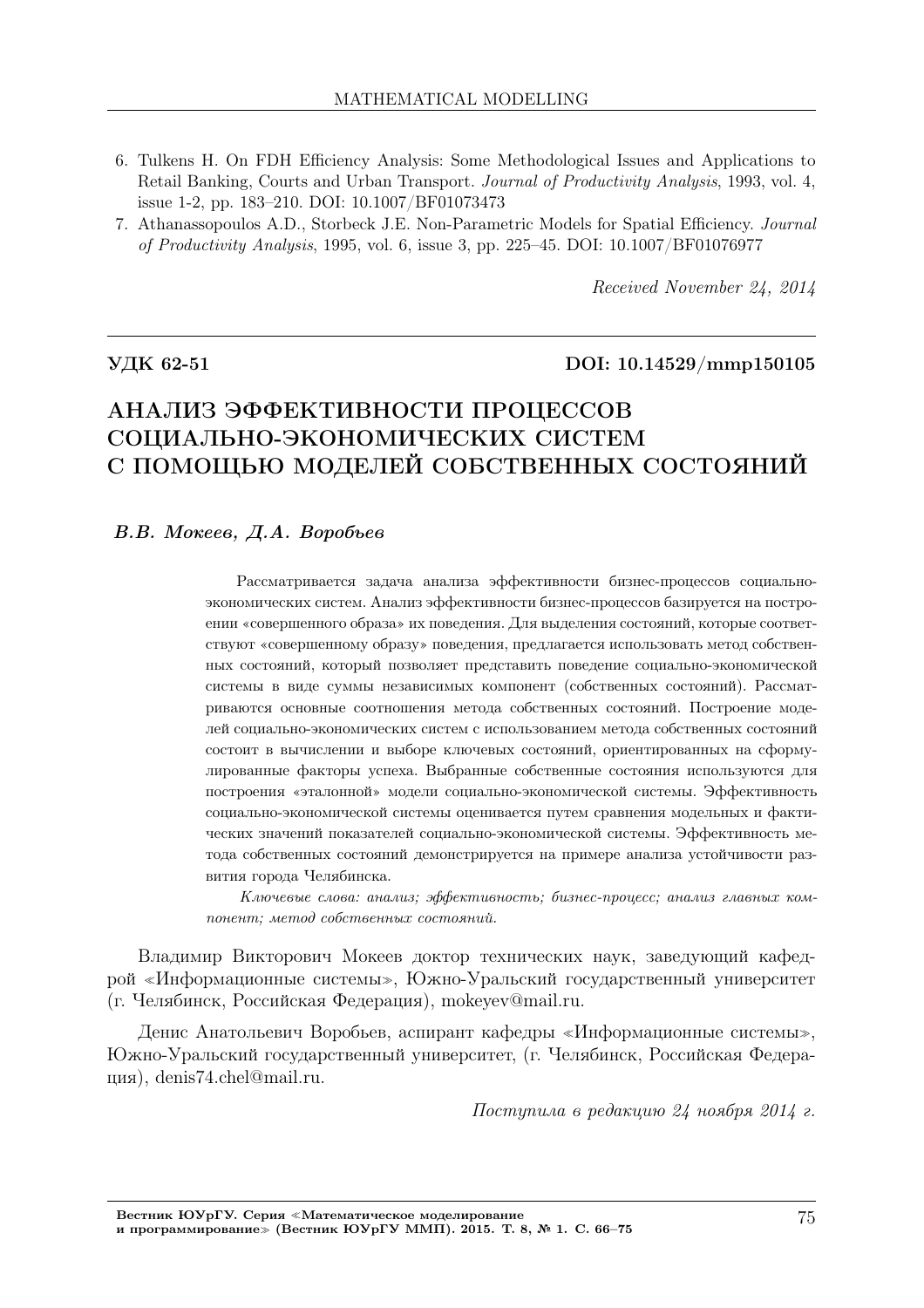6. Tulkens H. On FDH Efficiency Analysis: Some Methodological Issues and Applications to Retail Banking, Courts and Urban Transport. *Journal of Productivity Analysis*, 1993, vol. 4, issue 1-2, pp. 183–210. DOI: 10.1007/BF01073473
7. Athanassopoulos A.D., Storbeck J.E. Non-Parametric Models for Spatial Efficiency. *Journal of Productivity Analysis*, 1995, vol. 6, issue 3, pp. 225–45. DOI: 10.1007/BF01076977

*Received November 24, 2014*

---

**УДК 62-51** **DOI: 10.14529/mmp150105**

# АНАЛИЗ ЭФФЕКТИВНОСТИ ПРОЦЕССОВ СОЦИАЛЬНО-ЭКОНОМИЧЕСКИХ СИСТЕМ С ПОМОЩЬЮ МОДЕЛЕЙ СОБСТВЕННЫХ СОСТОЯНИЙ

***В.В. Мокеев, Д.А. Воробьев***

Рассматривается задача анализа эффективности бизнес-процессов социально-экономических систем. Анализ эффективности бизнес-процессов базируется на построении «совершенного образа» их поведения. Для выделения состояний, которые соответствуют «совершенному образу» поведения, предлагается использовать метод собственных состояний, который позволяет представить поведение социально-экономической системы в виде суммы независимых компонент (собственных состояний). Рассматриваются основные соотношения метода собственных состояний. Построение моделей социально-экономических систем с использованием метода собственных состояний состоит в вычислении и выборе ключевых состояний, ориентированных на сформулированные факторы успеха. Выбранные собственные состояния используются для построения «эталонной» модели социально-экономической системы. Эффективность социально-экономической системы оценивается путем сравнения модельных и фактических значений показателей социально-экономической системы. Эффективность метода собственных состояний демонстрируется на примере анализа устойчивости развития города Челябинска.

*Ключевые слова: анализ; эффективность; бизнес-процесс; анализ главных компонент; метод собственных состояний.*

Владимир Викторович Мокеев доктор технических наук, заведующий кафедрой «Информационные системы», Южно-Уральский государственный университет (г. Челябинск, Российская Федерация), mokeyev@mail.ru.

Денис Анатольевич Воробьев, аспирант кафедры «Информационные системы», Южно-Уральский государственный университет, (г. Челябинск, Российская Федерация), denis74.chel@mail.ru.

*Поступила в редакцию 24 ноября 2014 г.*